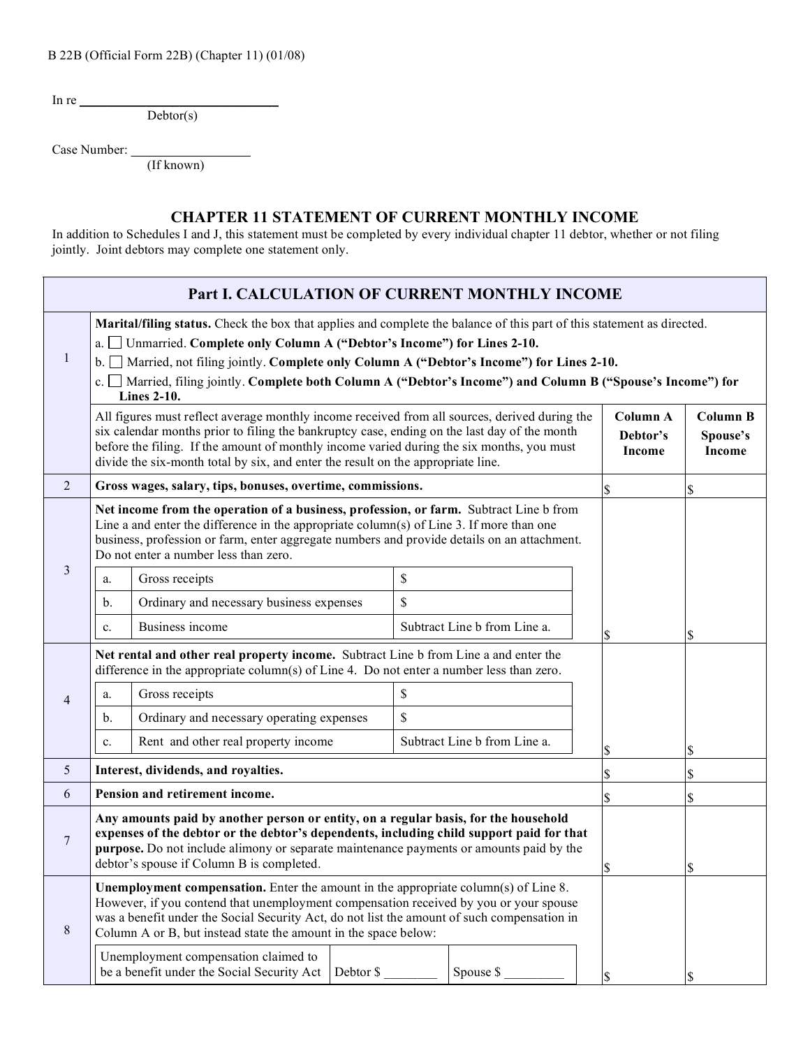B 22B (Official Form 22B) (Chapter 11) (01/08)

In re ______________________________
Debtor(s)

Case Number: __________________
(If known)

# CHAPTER 11 STATEMENT OF CURRENT MONTHLY INCOME

In addition to Schedules I and J, this statement must be completed by every individual chapter 11 debtor, whether or not filing jointly. Joint debtors may complete one statement only.

| Part I. CALCULATION OF CURRENT MONTHLY INCOME | | | |
|---|---|---|---|
| 1 | **Marital/filing status.** Check the box that applies and complete the balance of this part of this statement as directed.<br>a. ☐ Unmarried. **Complete only Column A ("Debtor's Income") for Lines 2-10.**<br>b. ☐ Married, not filing jointly. **Complete only Column A ("Debtor's Income") for Lines 2-10.**<br>c. ☐ Married, filing jointly. **Complete both Column A ("Debtor's Income") and Column B ("Spouse's Income") for Lines 2-10.** | | |
| | All figures must reflect average monthly income received from all sources, derived during the six calendar months prior to filing the bankruptcy case, ending on the last day of the month before the filing. If the amount of monthly income varied during the six months, you must divide the six-month total by six, and enter the result on the appropriate line. | **Column A Debtor's Income** | **Column B Spouse's Income** |
| 2 | **Gross wages, salary, tips, bonuses, overtime, commissions.** | $ | $ |
| 3 | **Net income from the operation of a business, profession, or farm.** Subtract Line b from Line a and enter the difference in the appropriate column(s) of Line 3. If more than one business, profession or farm, enter aggregate numbers and provide details on an attachment. Do not enter a number less than zero.<br>a. Gross receipts — $<br>b. Ordinary and necessary business expenses — $<br>c. Business income — Subtract Line b from Line a. | $ | $ |
| 4 | **Net rental and other real property income.** Subtract Line b from Line a and enter the difference in the appropriate column(s) of Line 4. Do not enter a number less than zero.<br>a. Gross receipts — $<br>b. Ordinary and necessary operating expenses — $<br>c. Rent and other real property income — Subtract Line b from Line a. | $ | $ |
| 5 | **Interest, dividends, and royalties.** | $ | $ |
| 6 | **Pension and retirement income.** | $ | $ |
| 7 | **Any amounts paid by another person or entity, on a regular basis, for the household expenses of the debtor or the debtor's dependents, including child support paid for that purpose.** Do not include alimony or separate maintenance payments or amounts paid by the debtor's spouse if Column B is completed. | $ | $ |
| 8 | **Unemployment compensation.** Enter the amount in the appropriate column(s) of Line 8. However, if you contend that unemployment compensation received by you or your spouse was a benefit under the Social Security Act, do not list the amount of such compensation in Column A or B, but instead state the amount in the space below:<br>Unemployment compensation claimed to be a benefit under the Social Security Act — Debtor $ ________ Spouse $ _________ | $ | $ |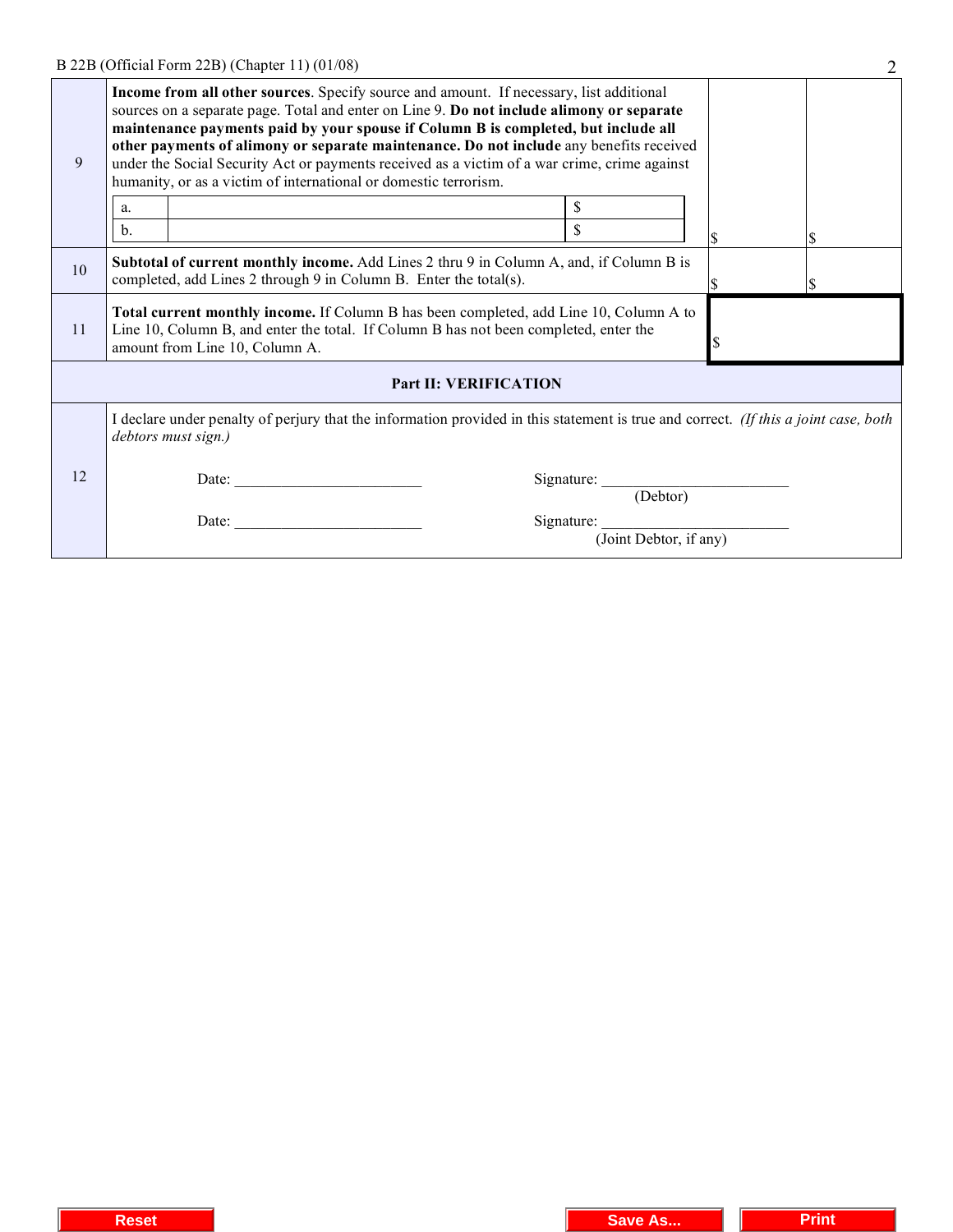| | | | |
|---|---|---|---|
| 9 | **Income from all other sources**. Specify source and amount. If necessary, list additional sources on a separate page. Total and enter on Line 9. **Do not include alimony or separate maintenance payments paid by your spouse if Column B is completed, but include all other payments of alimony or separate maintenance. Do not include** any benefits received under the Social Security Act or payments received as a victim of a war crime, crime against humanity, or as a victim of international or domestic terrorism.<br>a. ________ $<br>b. ________ $ | $ | $ |
| 10 | **Subtotal of current monthly income.** Add Lines 2 thru 9 in Column A, and, if Column B is completed, add Lines 2 through 9 in Column B. Enter the total(s). | $ | $ |
| 11 | **Total current monthly income.** If Column B has been completed, add Line 10, Column A to Line 10, Column B, and enter the total. If Column B has not been completed, enter the amount from Line 10, Column A. | $ | |

## Part II: VERIFICATION

| | |
|---|---|
| 12 | I declare under penalty of perjury that the information provided in this statement is true and correct. *(If this a joint case, both debtors must sign.)*<br><br>Date: ________________________ Signature: ________________________ (Debtor)<br><br>Date: ________________________ Signature: ________________________ (Joint Debtor, if any) |